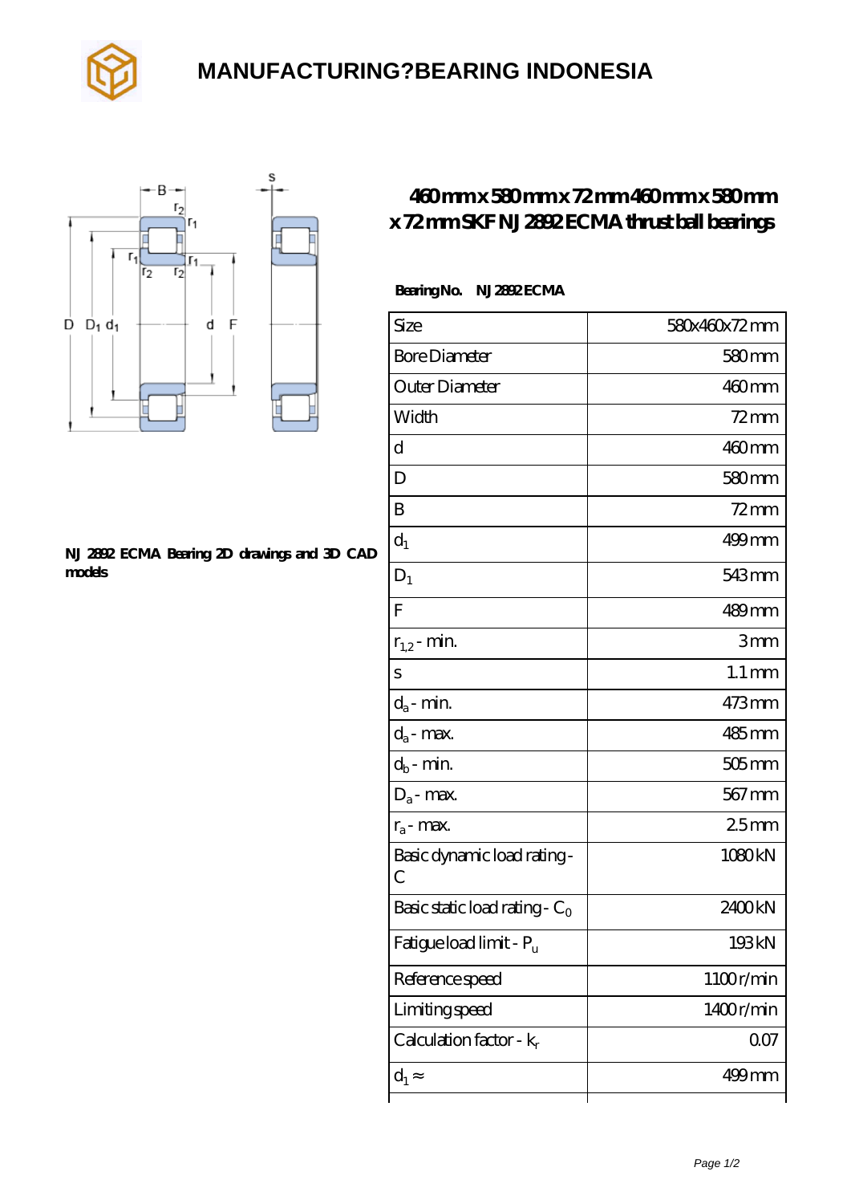# MANUFACTURING?BEARING INDONESIA

## 460mm x 580mm x 72mm 460mm x 580mm x 72mm SKF NJ 2892 ECMA thrust ball bearings

**Bearing No.** NJ 2892 ECMA

NJ 2892 ECMA Bearing 2D drawings and 3D CAD models

| Size | 580x460x72 mm |
|---|---|
| Bore Diameter | 580 mm |
| Outer Diameter | 460 mm |
| Width | 72 mm |
| d | 460 mm |
| D | 580 mm |
| B | 72 mm |
| $d_1$ | 499 mm |
| $D_1$ | 543 mm |
| F | 489 mm |
| $r_{1,2}$ - min. | 3 mm |
| s | 1.1 mm |
| $d_a$ - min. | 473 mm |
| $d_a$ - max. | 485 mm |
| $d_b$ - min. | 505 mm |
| $D_a$ - max. | 567 mm |
| $r_a$ - max. | 2.5 mm |
| Basic dynamic load rating - C | 1080 kN |
| Basic static load rating - $C_0$ | 2400 kN |
| Fatigue load limit - $P_u$ | 193 kN |
| Reference speed | 1100 r/min |
| Limiting speed | 1400 r/min |
| Calculation factor - $k_r$ | 0.07 |
| $d_1$ ≈ | 499 mm |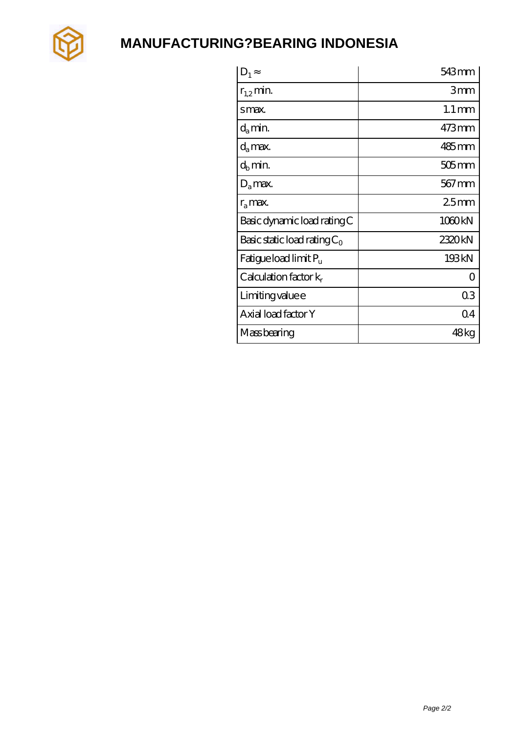# MANUFACTURING?BEARING INDONESIA

| | |
|---|---|
| $D_1 \approx$ | 543 mm |
| $r_{1,2}$ min. | 3 mm |
| s max. | 1.1 mm |
| $d_a$ min. | 473 mm |
| $d_a$ max. | 485 mm |
| $d_b$ min. | 505 mm |
| $D_a$ max. | 567 mm |
| $r_a$ max. | 2.5 mm |
| Basic dynamic load rating C | 1060 kN |
| Basic static load rating $C_0$ | 2320 kN |
| Fatigue load limit $P_u$ | 193 kN |
| Calculation factor $k_r$ | 0 |
| Limiting value e | 0.3 |
| Axial load factor Y | 0.4 |
| Mass bearing | 48 kg |